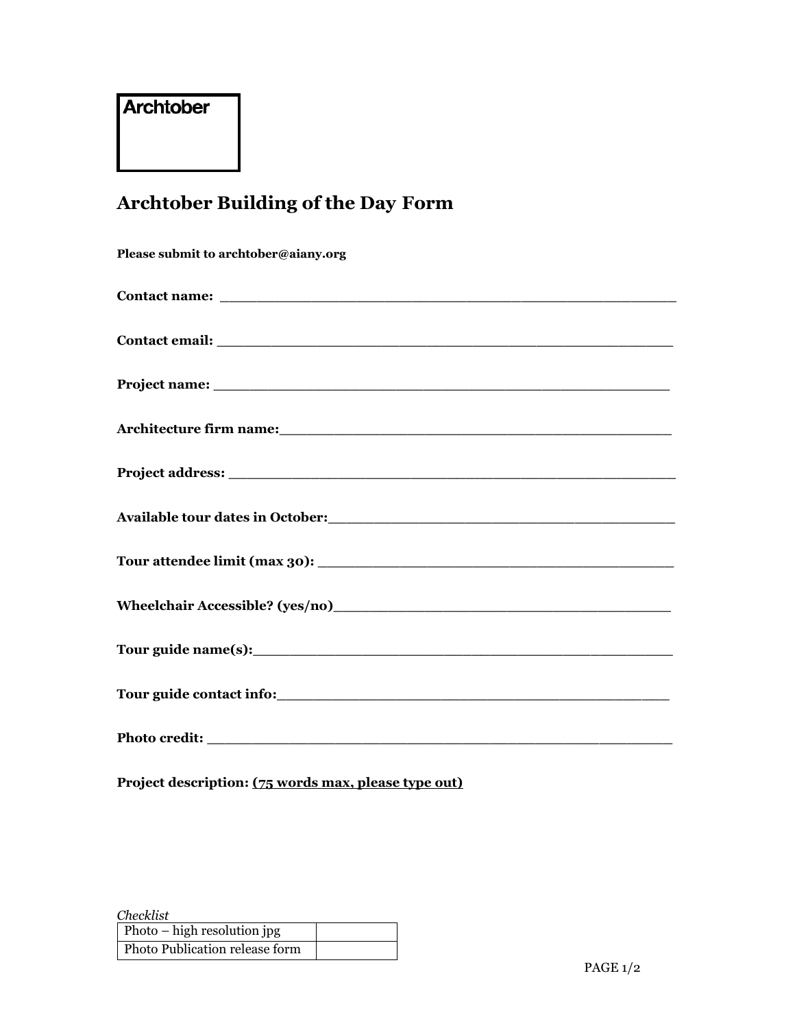Archtober

# Archtober Building of the Day Form

**Please submit to archtober@aiany.org**

**Contact name:** ____________________________________________

**Contact email:** ____________________________________________

**Project name:** ____________________________________________

**Architecture firm name:**______________________________________

**Project address:** ____________________________________________

**Available tour dates in October:**_________________________________

**Tour attendee limit (max 30):** __________________________________

**Wheelchair Accessible? (yes/no)**_______________________________

**Tour guide name(s):**__________________________________________

**Tour guide contact info:**______________________________________

**Photo credit:** ______________________________________________

**Project description:** **(75 words max, please type out)**

*Checklist*

| Photo – high resolution jpg | |
|---|---|
| Photo Publication release form | |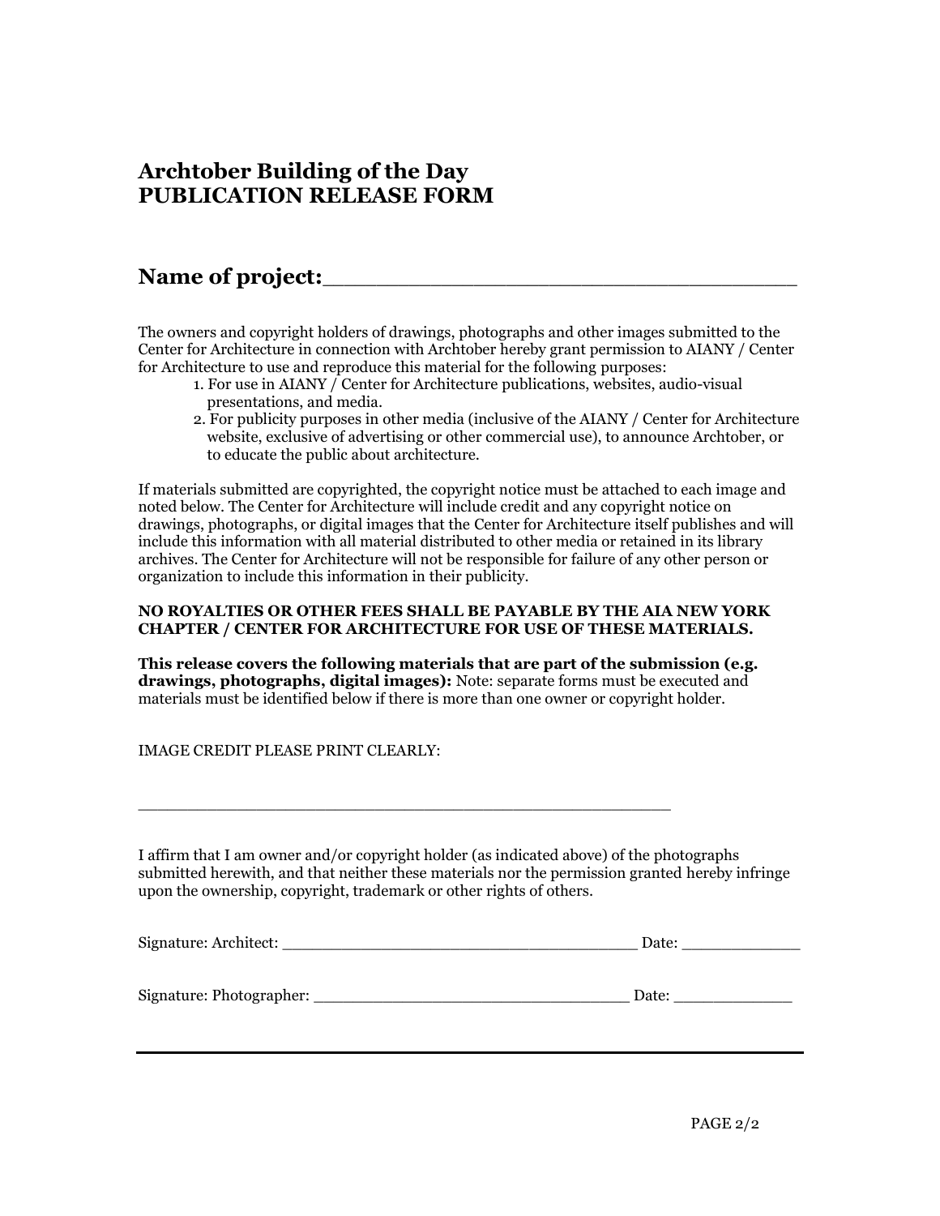# Archtober Building of the Day
# PUBLICATION RELEASE FORM

## Name of project:___________________________________

The owners and copyright holders of drawings, photographs and other images submitted to the Center for Architecture in connection with Archtober hereby grant permission to AIANY / Center for Architecture to use and reproduce this material for the following purposes:

1. For use in AIANY / Center for Architecture publications, websites, audio-visual presentations, and media.
2. For publicity purposes in other media (inclusive of the AIANY / Center for Architecture website, exclusive of advertising or other commercial use), to announce Archtober, or to educate the public about architecture.

If materials submitted are copyrighted, the copyright notice must be attached to each image and noted below. The Center for Architecture will include credit and any copyright notice on drawings, photographs, or digital images that the Center for Architecture itself publishes and will include this information with all material distributed to other media or retained in its library archives. The Center for Architecture will not be responsible for failure of any other person or organization to include this information in their publicity.

**NO ROYALTIES OR OTHER FEES SHALL BE PAYABLE BY THE AIA NEW YORK CHAPTER / CENTER FOR ARCHITECTURE FOR USE OF THESE MATERIALS.**

**This release covers the following materials that are part of the submission (e.g. drawings, photographs, digital images):** Note: separate forms must be executed and materials must be identified below if there is more than one owner or copyright holder.

IMAGE CREDIT PLEASE PRINT CLEARLY:

_______________________________________________________

I affirm that I am owner and/or copyright holder (as indicated above) of the photographs submitted herewith, and that neither these materials nor the permission granted hereby infringe upon the ownership, copyright, trademark or other rights of others.

Signature: Architect: ____________________________________ Date: ____________

Signature: Photographer: ________________________________ Date: ____________